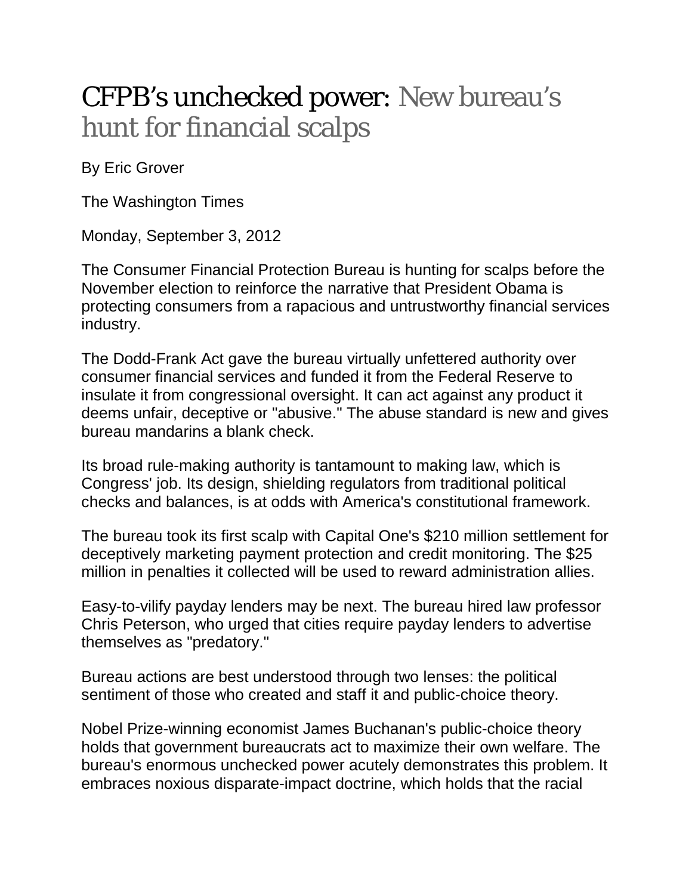# CFPB's unchecked power: New bureau's hunt for financial scalps

By Eric Grover

The Washington Times

Monday, September 3, 2012

The Consumer Financial Protection Bureau is hunting for scalps before the November election to reinforce the narrative that President Obama is protecting consumers from a rapacious and untrustworthy financial services industry.

The Dodd-Frank Act gave the bureau virtually unfettered authority over consumer financial services and funded it from the Federal Reserve to insulate it from congressional oversight. It can act against any product it deems unfair, deceptive or "abusive." The abuse standard is new and gives bureau mandarins a blank check.

Its broad rule-making authority is tantamount to making law, which is Congress' job. Its design, shielding regulators from traditional political checks and balances, is at odds with America's constitutional framework.

The bureau took its first scalp with Capital One's $210 million settlement for deceptively marketing payment protection and credit monitoring. The $25 million in penalties it collected will be used to reward administration allies.

Easy-to-vilify payday lenders may be next. The bureau hired law professor Chris Peterson, who urged that cities require payday lenders to advertise themselves as "predatory."

Bureau actions are best understood through two lenses: the political sentiment of those who created and staff it and public-choice theory.

Nobel Prize-winning economist James Buchanan's public-choice theory holds that government bureaucrats act to maximize their own welfare. The bureau's enormous unchecked power acutely demonstrates this problem. It embraces noxious disparate-impact doctrine, which holds that the racial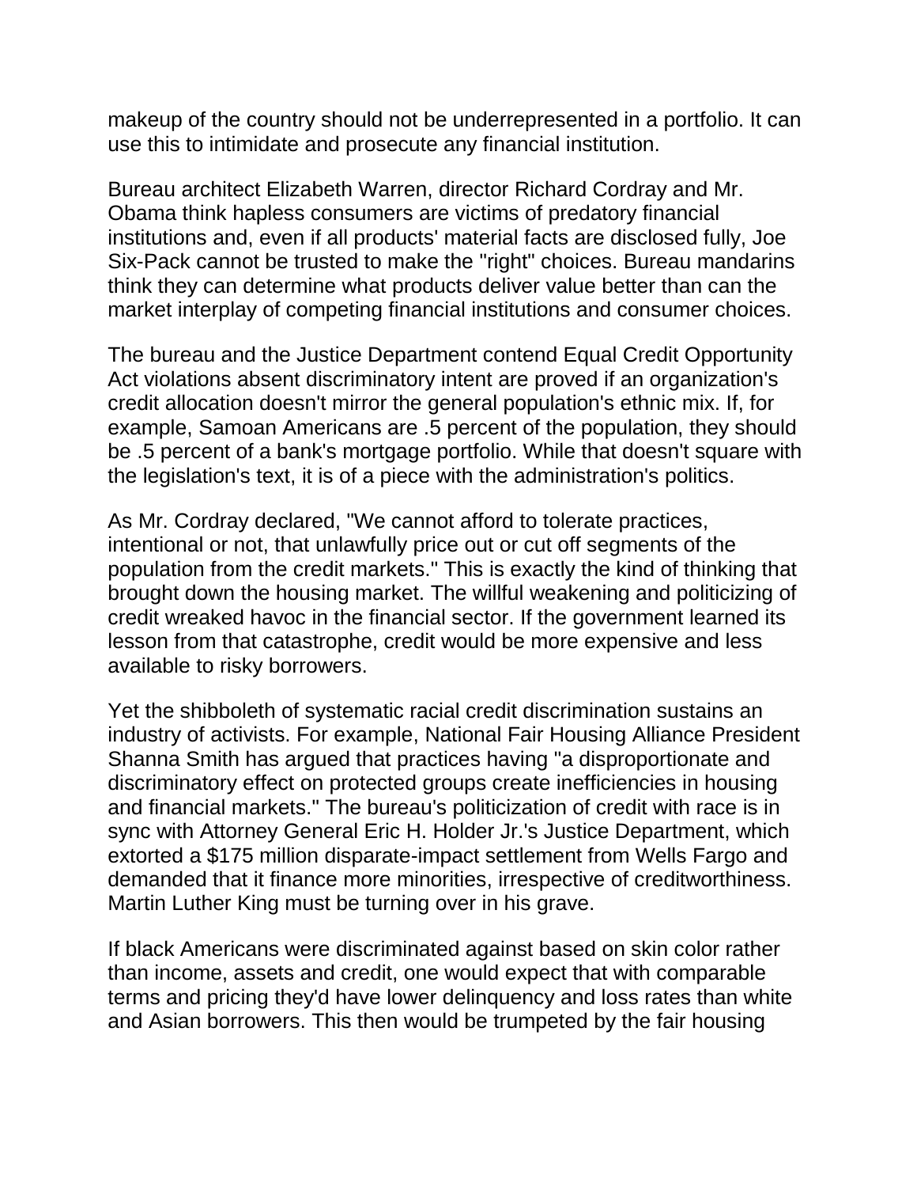makeup of the country should not be underrepresented in a portfolio. It can use this to intimidate and prosecute any financial institution.

Bureau architect Elizabeth Warren, director Richard Cordray and Mr. Obama think hapless consumers are victims of predatory financial institutions and, even if all products' material facts are disclosed fully, Joe Six-Pack cannot be trusted to make the "right" choices. Bureau mandarins think they can determine what products deliver value better than can the market interplay of competing financial institutions and consumer choices.

The bureau and the Justice Department contend Equal Credit Opportunity Act violations absent discriminatory intent are proved if an organization's credit allocation doesn't mirror the general population's ethnic mix. If, for example, Samoan Americans are .5 percent of the population, they should be .5 percent of a bank's mortgage portfolio. While that doesn't square with the legislation's text, it is of a piece with the administration's politics.

As Mr. Cordray declared, "We cannot afford to tolerate practices, intentional or not, that unlawfully price out or cut off segments of the population from the credit markets." This is exactly the kind of thinking that brought down the housing market. The willful weakening and politicizing of credit wreaked havoc in the financial sector. If the government learned its lesson from that catastrophe, credit would be more expensive and less available to risky borrowers.

Yet the shibboleth of systematic racial credit discrimination sustains an industry of activists. For example, National Fair Housing Alliance President Shanna Smith has argued that practices having "a disproportionate and discriminatory effect on protected groups create inefficiencies in housing and financial markets." The bureau's politicization of credit with race is in sync with Attorney General Eric H. Holder Jr.'s Justice Department, which extorted a $175 million disparate-impact settlement from Wells Fargo and demanded that it finance more minorities, irrespective of creditworthiness. Martin Luther King must be turning over in his grave.

If black Americans were discriminated against based on skin color rather than income, assets and credit, one would expect that with comparable terms and pricing they'd have lower delinquency and loss rates than white and Asian borrowers. This then would be trumpeted by the fair housing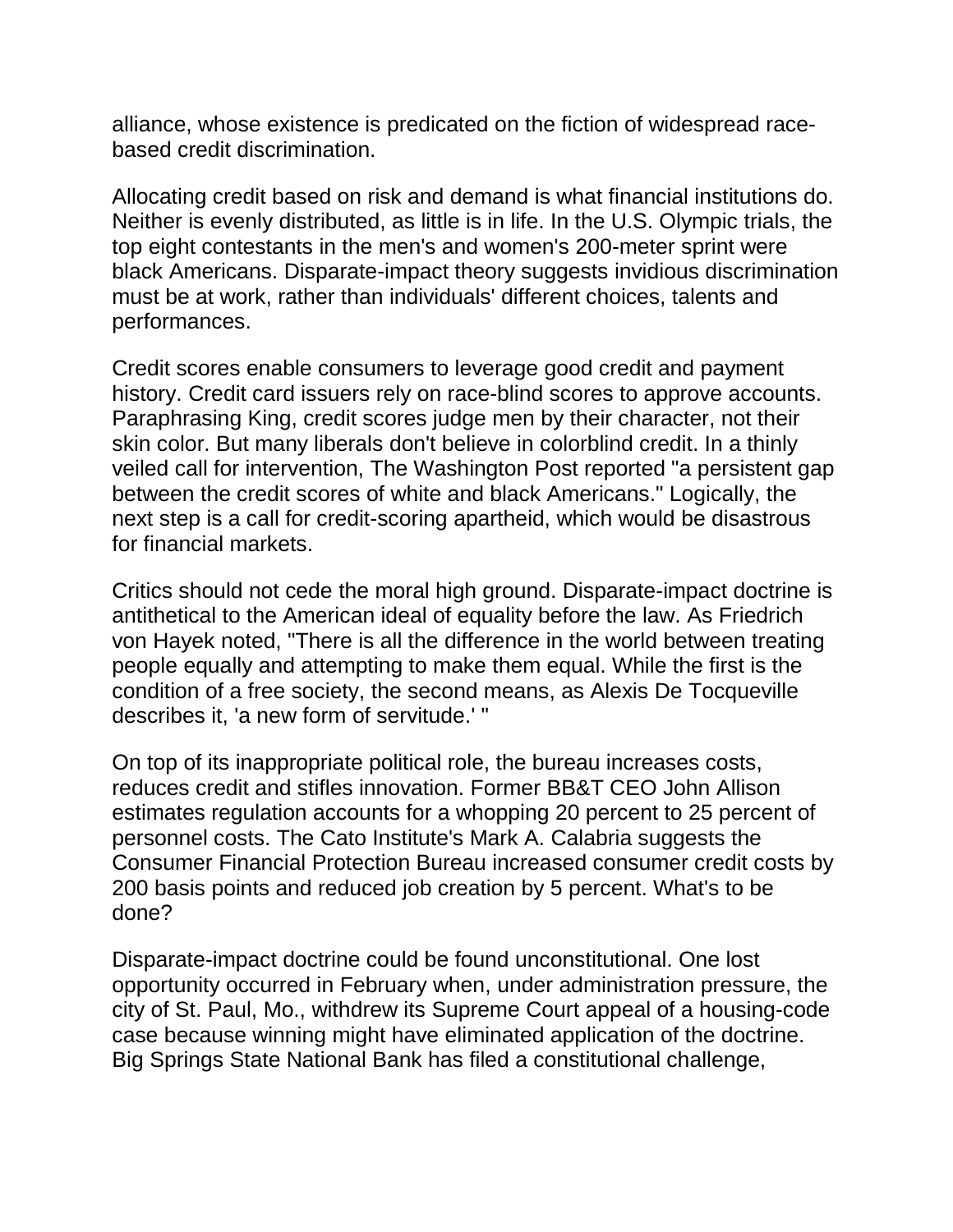alliance, whose existence is predicated on the fiction of widespread race-based credit discrimination.

Allocating credit based on risk and demand is what financial institutions do. Neither is evenly distributed, as little is in life. In the U.S. Olympic trials, the top eight contestants in the men's and women's 200-meter sprint were black Americans. Disparate-impact theory suggests invidious discrimination must be at work, rather than individuals' different choices, talents and performances.

Credit scores enable consumers to leverage good credit and payment history. Credit card issuers rely on race-blind scores to approve accounts. Paraphrasing King, credit scores judge men by their character, not their skin color. But many liberals don't believe in colorblind credit. In a thinly veiled call for intervention, The Washington Post reported "a persistent gap between the credit scores of white and black Americans." Logically, the next step is a call for credit-scoring apartheid, which would be disastrous for financial markets.

Critics should not cede the moral high ground. Disparate-impact doctrine is antithetical to the American ideal of equality before the law. As Friedrich von Hayek noted, "There is all the difference in the world between treating people equally and attempting to make them equal. While the first is the condition of a free society, the second means, as Alexis De Tocqueville describes it, 'a new form of servitude.' "

On top of its inappropriate political role, the bureau increases costs, reduces credit and stifles innovation. Former BB&T CEO John Allison estimates regulation accounts for a whopping 20 percent to 25 percent of personnel costs. The Cato Institute's Mark A. Calabria suggests the Consumer Financial Protection Bureau increased consumer credit costs by 200 basis points and reduced job creation by 5 percent. What's to be done?

Disparate-impact doctrine could be found unconstitutional. One lost opportunity occurred in February when, under administration pressure, the city of St. Paul, Mo., withdrew its Supreme Court appeal of a housing-code case because winning might have eliminated application of the doctrine. Big Springs State National Bank has filed a constitutional challenge,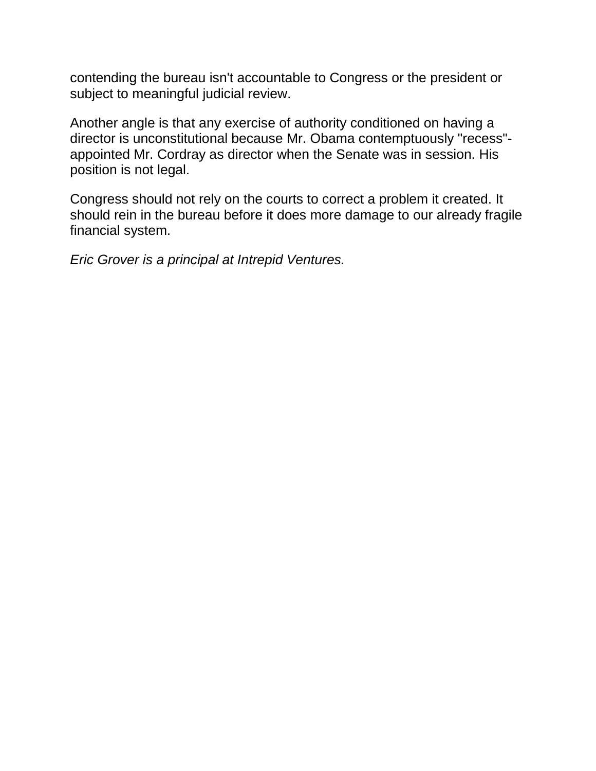contending the bureau isn't accountable to Congress or the president or subject to meaningful judicial review.

Another angle is that any exercise of authority conditioned on having a director is unconstitutional because Mr. Obama contemptuously "recess"-appointed Mr. Cordray as director when the Senate was in session. His position is not legal.

Congress should not rely on the courts to correct a problem it created. It should rein in the bureau before it does more damage to our already fragile financial system.

*Eric Grover is a principal at Intrepid Ventures.*